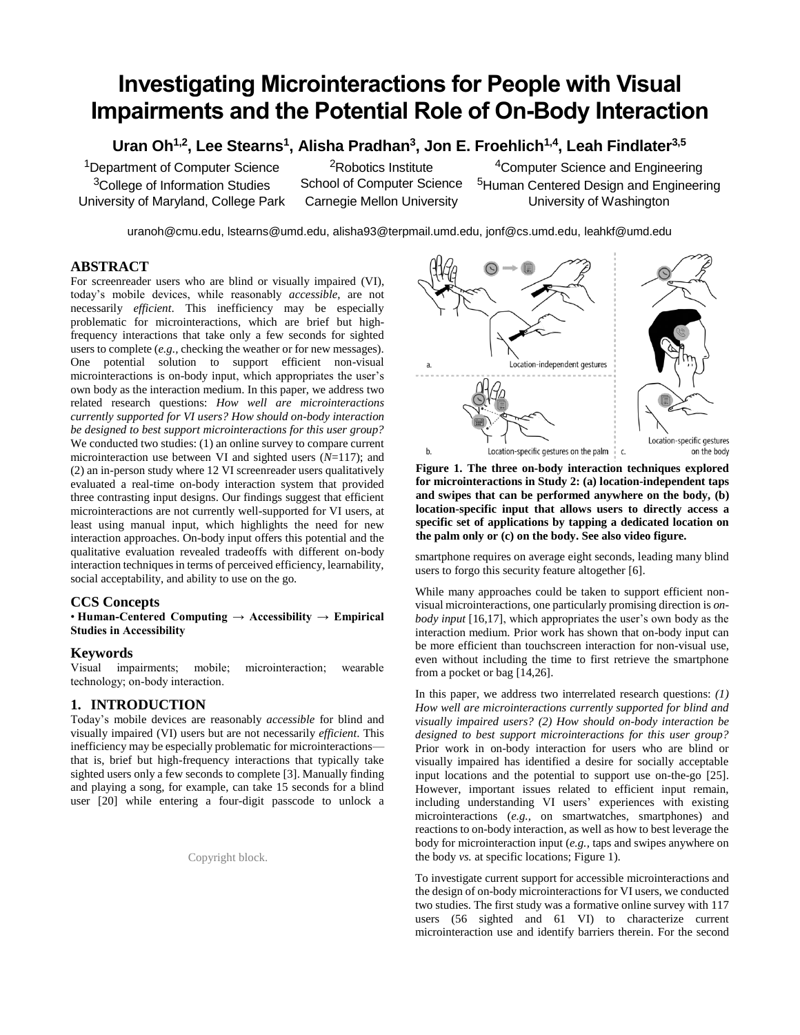# Investigating Microinteractions for People with Visual Impairments and the Potential Role of On-Body Interaction

**Uran Oh[1,2], Lee Stearns[1], Alisha Pradhan[3], Jon E. Froehlich[1,4], Leah Findlater[3,5]**

[1]Department of Computer Science
[3]College of Information Studies
University of Maryland, College Park

[2]Robotics Institute
School of Computer Science
Carnegie Mellon University

[4]Computer Science and Engineering
[5]Human Centered Design and Engineering
University of Washington

uranoh@cmu.edu, lstearns@umd.edu, alisha93@terpmail.umd.edu, jonf@cs.umd.edu, leahkf@umd.edu

## ABSTRACT

For screenreader users who are blind or visually impaired (VI), today's mobile devices, while reasonably *accessible*, are not necessarily *efficient*. This inefficiency may be especially problematic for microinteractions, which are brief but high-frequency interactions that take only a few seconds for sighted users to complete (*e.g.*, checking the weather or for new messages). One potential solution to support efficient non-visual microinteractions is on-body input, which appropriates the user's own body as the interaction medium. In this paper, we address two related research questions: *How well are microinteractions currently supported for VI users? How should on-body interaction be designed to best support microinteractions for this user group?* We conducted two studies: (1) an online survey to compare current microinteraction use between VI and sighted users ($N$=117); and (2) an in-person study where 12 VI screenreader users qualitatively evaluated a real-time on-body interaction system that provided three contrasting input designs. Our findings suggest that efficient microinteractions are not currently well-supported for VI users, at least using manual input, which highlights the need for new interaction approaches. On-body input offers this potential and the qualitative evaluation revealed tradeoffs with different on-body interaction techniques in terms of perceived efficiency, learnability, social acceptability, and ability to use on the go.

### CCS Concepts

• **Human-Centered Computing → Accessibility → Empirical Studies in Accessibility**

### Keywords

Visual impairments; mobile; microinteraction; wearable technology; on-body interaction.

## 1. INTRODUCTION

Today's mobile devices are reasonably *accessible* for blind and visually impaired (VI) users but are not necessarily *efficient*. This inefficiency may be especially problematic for microinteractions—that is, brief but high-frequency interactions that typically take sighted users only a few seconds to complete [3]. Manually finding and playing a song, for example, can take 15 seconds for a blind user [20] while entering a four-digit passcode to unlock a smartphone requires on average eight seconds, leading many blind users to forgo this security feature altogether [6].

Copyright block.

**Figure 1. The three on-body interaction techniques explored for microinteractions in Study 2: (a) location-independent taps and swipes that can be performed anywhere on the body, (b) location-specific input that allows users to directly access a specific set of applications by tapping a dedicated location on the palm only or (c) on the body. See also video figure.**

While many approaches could be taken to support efficient non-visual microinteractions, one particularly promising direction is *on-body input* [16,17], which appropriates the user's own body as the interaction medium. Prior work has shown that on-body input can be more efficient than touchscreen interaction for non-visual use, even without including the time to first retrieve the smartphone from a pocket or bag [14,26].

In this paper, we address two interrelated research questions: *(1) How well are microinteractions currently supported for blind and visually impaired users? (2) How should on-body interaction be designed to best support microinteractions for this user group?* Prior work in on-body interaction for users who are blind or visually impaired has identified a desire for socially acceptable input locations and the potential to support use on-the-go [25]. However, important issues related to efficient input remain, including understanding VI users' experiences with existing microinteractions (*e.g.*, on smartwatches, smartphones) and reactions to on-body interaction, as well as how to best leverage the body for microinteraction input (*e.g.*, taps and swipes anywhere on the body *vs.* at specific locations; Figure 1).

To investigate current support for accessible microinteractions and the design of on-body microinteractions for VI users, we conducted two studies. The first study was a formative online survey with 117 users (56 sighted and 61 VI) to characterize current microinteraction use and identify barriers therein. For the second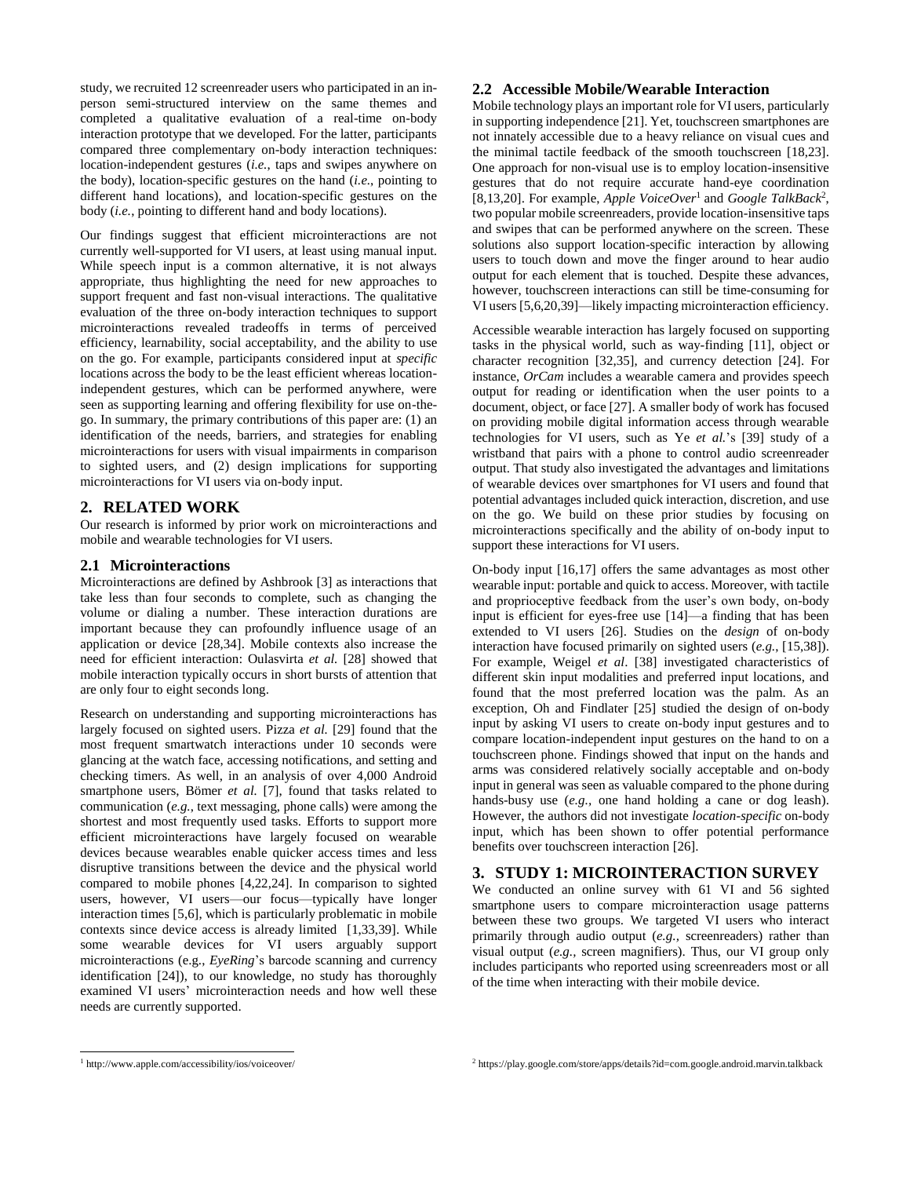study, we recruited 12 screenreader users who participated in an in-person semi-structured interview on the same themes and completed a qualitative evaluation of a real-time on-body interaction prototype that we developed. For the latter, participants compared three complementary on-body interaction techniques: location-independent gestures (*i.e.*, taps and swipes anywhere on the body), location-specific gestures on the hand (*i.e.*, pointing to different hand locations), and location-specific gestures on the body (*i.e.*, pointing to different hand and body locations).

Our findings suggest that efficient microinteractions are not currently well-supported for VI users, at least using manual input. While speech input is a common alternative, it is not always appropriate, thus highlighting the need for new approaches to support frequent and fast non-visual interactions. The qualitative evaluation of the three on-body interaction techniques to support microinteractions revealed tradeoffs in terms of perceived efficiency, learnability, social acceptability, and the ability to use on the go. For example, participants considered input at *specific* locations across the body to be the least efficient whereas location-independent gestures, which can be performed anywhere, were seen as supporting learning and offering flexibility for use on-the-go. In summary, the primary contributions of this paper are: (1) an identification of the needs, barriers, and strategies for enabling microinteractions for users with visual impairments in comparison to sighted users, and (2) design implications for supporting microinteractions for VI users via on-body input.

## 2. RELATED WORK

Our research is informed by prior work on microinteractions and mobile and wearable technologies for VI users.

### 2.1 Microinteractions

Microinteractions are defined by Ashbrook [3] as interactions that take less than four seconds to complete, such as changing the volume or dialing a number. These interaction durations are important because they can profoundly influence usage of an application or device [28,34]. Mobile contexts also increase the need for efficient interaction: Oulasvirta *et al.* [28] showed that mobile interaction typically occurs in short bursts of attention that are only four to eight seconds long.

Research on understanding and supporting microinteractions has largely focused on sighted users. Pizza *et al.* [29] found that the most frequent smartwatch interactions under 10 seconds were glancing at the watch face, accessing notifications, and setting and checking timers. As well, in an analysis of over 4,000 Android smartphone users, Bömer *et al.* [7], found that tasks related to communication (*e.g.*, text messaging, phone calls) were among the shortest and most frequently used tasks. Efforts to support more efficient microinteractions have largely focused on wearable devices because wearables enable quicker access times and less disruptive transitions between the device and the physical world compared to mobile phones [4,22,24]. In comparison to sighted users, however, VI users—our focus—typically have longer interaction times [5,6], which is particularly problematic in mobile contexts since device access is already limited [1,33,39]. While some wearable devices for VI users arguably support microinteractions (e.g., *EyeRing*'s barcode scanning and currency identification [24]), to our knowledge, no study has thoroughly examined VI users' microinteraction needs and how well these needs are currently supported.

### 2.2 Accessible Mobile/Wearable Interaction

Mobile technology plays an important role for VI users, particularly in supporting independence [21]. Yet, touchscreen smartphones are not innately accessible due to a heavy reliance on visual cues and the minimal tactile feedback of the smooth touchscreen [18,23]. One approach for non-visual use is to employ location-insensitive gestures that do not require accurate hand-eye coordination [8,13,20]. For example, *Apple VoiceOver*[1] and *Google TalkBack*[2], two popular mobile screenreaders, provide location-insensitive taps and swipes that can be performed anywhere on the screen. These solutions also support location-specific interaction by allowing users to touch down and move the finger around to hear audio output for each element that is touched. Despite these advances, however, touchscreen interactions can still be time-consuming for VI users [5,6,20,39]—likely impacting microinteraction efficiency.

Accessible wearable interaction has largely focused on supporting tasks in the physical world, such as way-finding [11], object or character recognition [32,35], and currency detection [24]. For instance, *OrCam* includes a wearable camera and provides speech output for reading or identification when the user points to a document, object, or face [27]. A smaller body of work has focused on providing mobile digital information access through wearable technologies for VI users, such as Ye *et al.*'s [39] study of a wristband that pairs with a phone to control audio screenreader output. That study also investigated the advantages and limitations of wearable devices over smartphones for VI users and found that potential advantages included quick interaction, discretion, and use on the go. We build on these prior studies by focusing on microinteractions specifically and the ability of on-body input to support these interactions for VI users.

On-body input [16,17] offers the same advantages as most other wearable input: portable and quick to access. Moreover, with tactile and proprioceptive feedback from the user's own body, on-body input is efficient for eyes-free use [14]—a finding that has been extended to VI users [26]. Studies on the *design* of on-body interaction have focused primarily on sighted users (*e.g.*, [15,38]). For example, Weigel *et al*. [38] investigated characteristics of different skin input modalities and preferred input locations, and found that the most preferred location was the palm. As an exception, Oh and Findlater [25] studied the design of on-body input by asking VI users to create on-body input gestures and to compare location-independent input gestures on the hand to on a touchscreen phone. Findings showed that input on the hands and arms was considered relatively socially acceptable and on-body input in general was seen as valuable compared to the phone during hands-busy use (*e.g.*, one hand holding a cane or dog leash). However, the authors did not investigate *location-specific* on-body input, which has been shown to offer potential performance benefits over touchscreen interaction [26].

## 3. STUDY 1: MICROINTERACTION SURVEY

We conducted an online survey with 61 VI and 56 sighted smartphone users to compare microinteraction usage patterns between these two groups. We targeted VI users who interact primarily through audio output (*e.g.*, screenreaders) rather than visual output (*e.g.*, screen magnifiers). Thus, our VI group only includes participants who reported using screenreaders most or all of the time when interacting with their mobile device.

[1] http://www.apple.com/accessibility/ios/voiceover/

[2] https://play.google.com/store/apps/details?id=com.google.android.marvin.talkback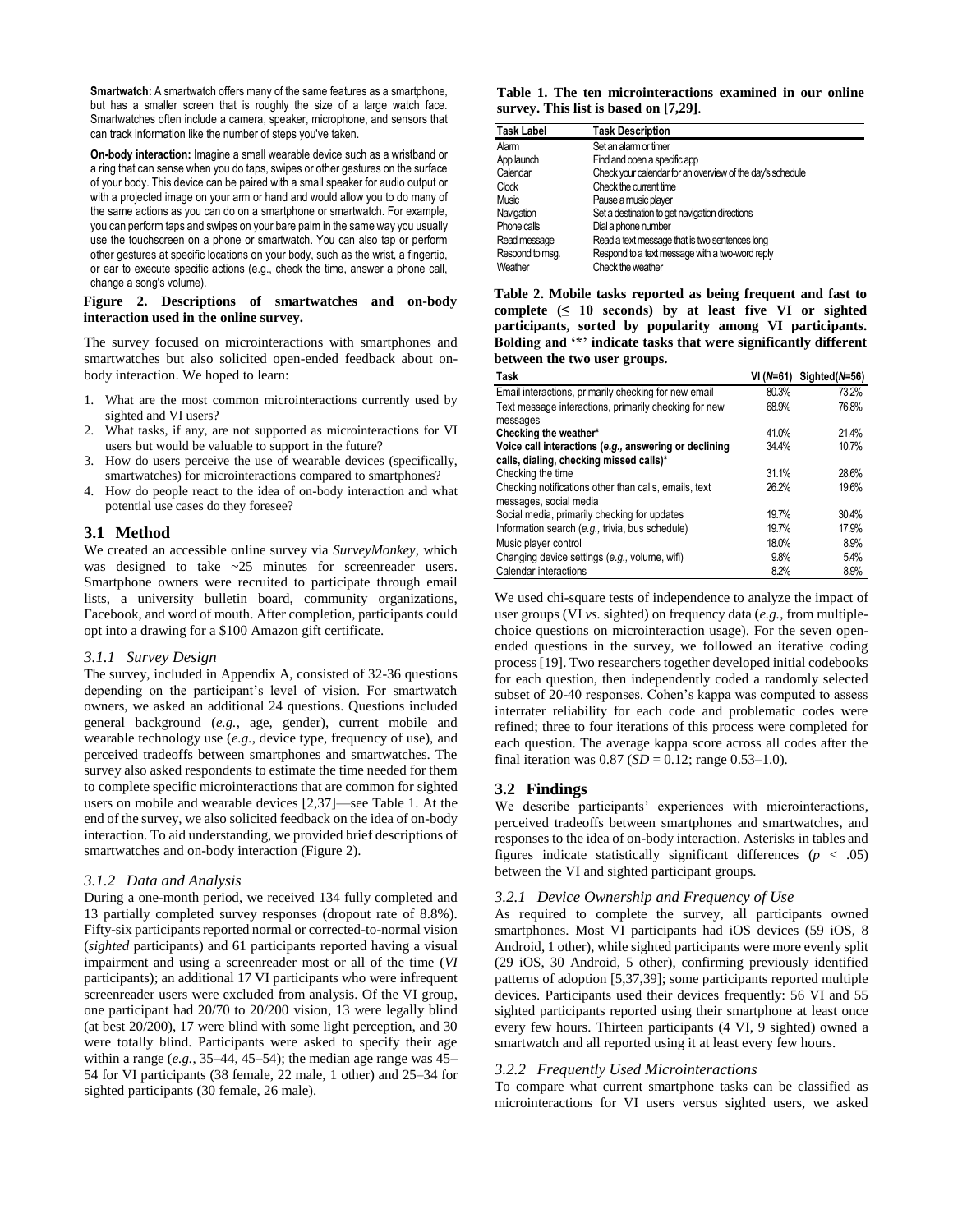**Smartwatch:** A smartwatch offers many of the same features as a smartphone, but has a smaller screen that is roughly the size of a large watch face. Smartwatches often include a camera, speaker, microphone, and sensors that can track information like the number of steps you've taken.

**On-body interaction:** Imagine a small wearable device such as a wristband or a ring that can sense when you do taps, swipes or other gestures on the surface of your body. This device can be paired with a small speaker for audio output or with a projected image on your arm or hand and would allow you to do many of the same actions as you can do on a smartphone or smartwatch. For example, you can perform taps and swipes on your bare palm in the same way you usually use the touchscreen on a phone or smartwatch. You can also tap or perform other gestures at specific locations on your body, such as the wrist, a fingertip, or ear to execute specific actions (e.g., check the time, answer a phone call, change a song's volume).

**Figure 2. Descriptions of smartwatches and on-body interaction used in the online survey.**

The survey focused on microinteractions with smartphones and smartwatches but also solicited open-ended feedback about on-body interaction. We hoped to learn:

1. What are the most common microinteractions currently used by sighted and VI users?
2. What tasks, if any, are not supported as microinteractions for VI users but would be valuable to support in the future?
3. How do users perceive the use of wearable devices (specifically, smartwatches) for microinteractions compared to smartphones?
4. How do people react to the idea of on-body interaction and what potential use cases do they foresee?

## 3.1 Method

We created an accessible online survey via *SurveyMonkey*, which was designed to take ~25 minutes for screenreader users. Smartphone owners were recruited to participate through email lists, a university bulletin board, community organizations, Facebook, and word of mouth. After completion, participants could opt into a drawing for a $100 Amazon gift certificate.

### 3.1.1 Survey Design

The survey, included in Appendix A, consisted of 32-36 questions depending on the participant's level of vision. For smartwatch owners, we asked an additional 24 questions. Questions included general background (*e.g.*, age, gender), current mobile and wearable technology use (*e.g.*, device type, frequency of use), and perceived tradeoffs between smartphones and smartwatches. The survey also asked respondents to estimate the time needed for them to complete specific microinteractions that are common for sighted users on mobile and wearable devices [2,37]—see Table 1. At the end of the survey, we also solicited feedback on the idea of on-body interaction. To aid understanding, we provided brief descriptions of smartwatches and on-body interaction (Figure 2).

### 3.1.2 Data and Analysis

During a one-month period, we received 134 fully completed and 13 partially completed survey responses (dropout rate of 8.8%). Fifty-six participants reported normal or corrected-to-normal vision (*sighted* participants) and 61 participants reported having a visual impairment and using a screenreader most or all of the time (*VI* participants); an additional 17 VI participants who were infrequent screenreader users were excluded from analysis. Of the VI group, one participant had 20/70 to 20/200 vision, 13 were legally blind (at best 20/200), 17 were blind with some light perception, and 30 were totally blind. Participants were asked to specify their age within a range (*e.g.*, 35–44, 45–54); the median age range was 45–54 for VI participants (38 female, 22 male, 1 other) and 25–34 for sighted participants (30 female, 26 male).

**Table 1. The ten microinteractions examined in our online survey. This list is based on [7,29].**

| Task Label | Task Description |
|---|---|
| Alarm | Set an alarm or timer |
| App launch | Find and open a specific app |
| Calendar | Check your calendar for an overview of the day's schedule |
| Clock | Check the current time |
| Music | Pause a music player |
| Navigation | Set a destination to get navigation directions |
| Phone calls | Dial a phone number |
| Read message | Read a text message that is two sentences long |
| Respond to msg. | Respond to a text message with a two-word reply |
| Weather | Check the weather |

**Table 2. Mobile tasks reported as being frequent and fast to complete (≤ 10 seconds) by at least five VI or sighted participants, sorted by popularity among VI participants. Bolding and '\*' indicate tasks that were significantly different between the two user groups.**

| Task | VI ($N$=61) | Sighted($N$=56) |
|---|---|---|
| Email interactions, primarily checking for new email | 80.3% | 73.2% |
| Text message interactions, primarily checking for new messages | 68.9% | 76.8% |
| **Checking the weather*** | 41.0% | 21.4% |
| **Voice call interactions (*e.g.*, answering or declining calls, dialing, checking missed calls)*** | 34.4% | 10.7% |
| Checking the time | 31.1% | 28.6% |
| Checking notifications other than calls, emails, text messages, social media | 26.2% | 19.6% |
| Social media, primarily checking for updates | 19.7% | 30.4% |
| Information search (*e.g.*, trivia, bus schedule) | 19.7% | 17.9% |
| Music player control | 18.0% | 8.9% |
| Changing device settings (*e.g.*, volume, wifi) | 9.8% | 5.4% |
| Calendar interactions | 8.2% | 8.9% |

We used chi-square tests of independence to analyze the impact of user groups (VI *vs.* sighted) on frequency data (*e.g.*, from multiple-choice questions on microinteraction usage). For the seven open-ended questions in the survey, we followed an iterative coding process [19]. Two researchers together developed initial codebooks for each question, then independently coded a randomly selected subset of 20-40 responses. Cohen's kappa was computed to assess interrater reliability for each code and problematic codes were refined; three to four iterations of this process were completed for each question. The average kappa score across all codes after the final iteration was 0.87 ($SD$ = 0.12; range 0.53–1.0).

## 3.2 Findings

We describe participants' experiences with microinteractions, perceived tradeoffs between smartphones and smartwatches, and responses to the idea of on-body interaction. Asterisks in tables and figures indicate statistically significant differences ($p < .05$) between the VI and sighted participant groups.

### 3.2.1 Device Ownership and Frequency of Use

As required to complete the survey, all participants owned smartphones. Most VI participants had iOS devices (59 iOS, 8 Android, 1 other), while sighted participants were more evenly split (29 iOS, 30 Android, 5 other), confirming previously identified patterns of adoption [5,37,39]; some participants reported multiple devices. Participants used their devices frequently: 56 VI and 55 sighted participants reported using their smartphone at least once every few hours. Thirteen participants (4 VI, 9 sighted) owned a smartwatch and all reported using it at least every few hours.

### 3.2.2 Frequently Used Microinteractions

To compare what current smartphone tasks can be classified as microinteractions for VI users versus sighted users, we asked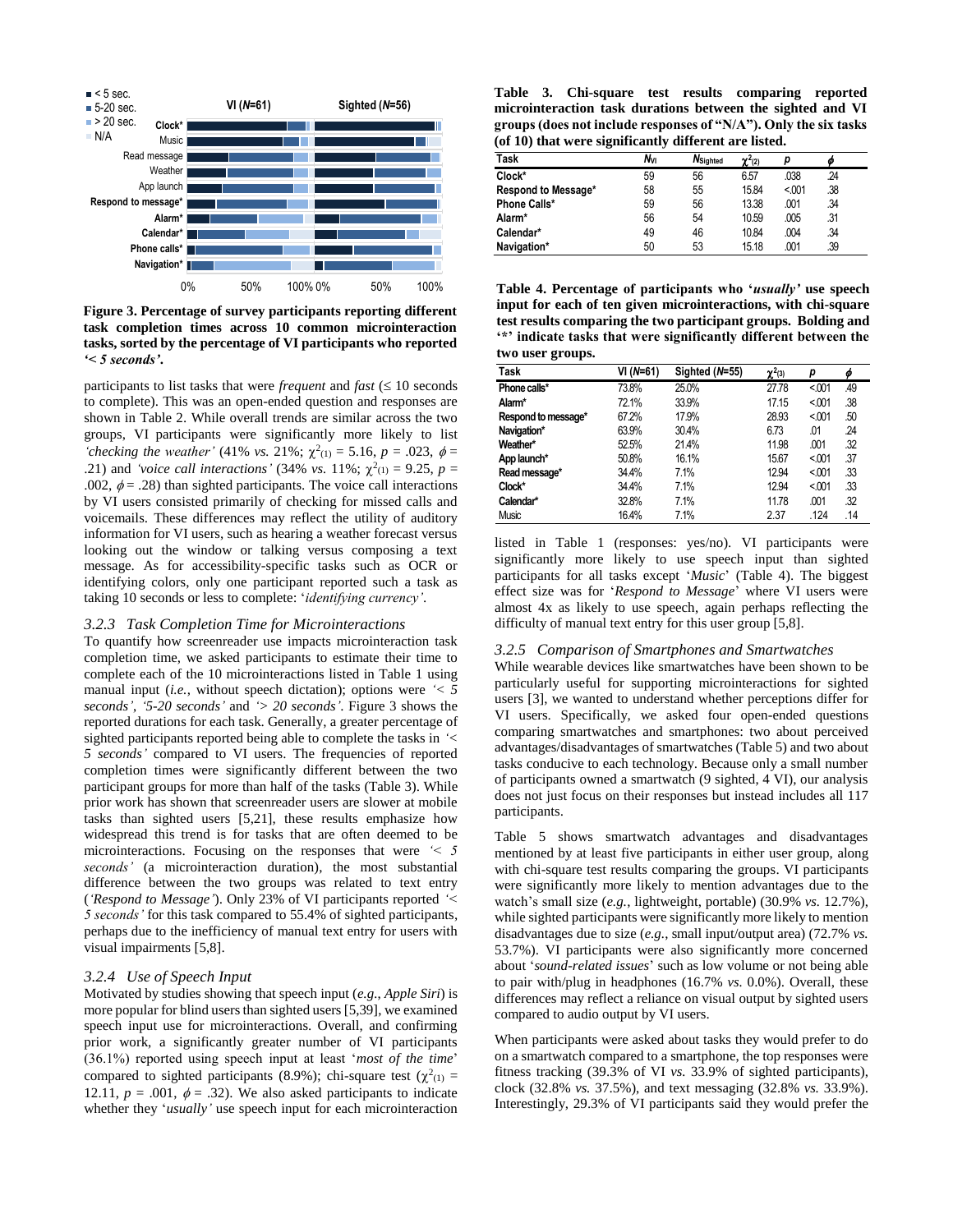**Figure 3. Percentage of survey participants reporting different task completion times across 10 common microinteraction tasks, sorted by the percentage of VI participants who reported *'< 5 seconds'*.**

participants to list tasks that were *frequent* and *fast* (≤ 10 seconds to complete). This was an open-ended question and responses are shown in Table 2. While overall trends are similar across the two groups, VI participants were significantly more likely to list *'checking the weather'* (41% *vs.* 21%; $\chi^2_{(1)} = 5.16$, $p = .023$, $\phi = .21$) and *'voice call interactions'* (34% *vs.* 11%; $\chi^2_{(1)} = 9.25$, $p = .002$, $\phi = .28$) than sighted participants. The voice call interactions by VI users consisted primarily of checking for missed calls and voicemails. These differences may reflect the utility of auditory information for VI users, such as hearing a weather forecast versus looking out the window or talking versus composing a text message. As for accessibility-specific tasks such as OCR or identifying colors, only one participant reported such a task as taking 10 seconds or less to complete: '*identifying currency'*.

### 3.2.3 Task Completion Time for Microinteractions

To quantify how screenreader use impacts microinteraction task completion time, we asked participants to estimate their time to complete each of the 10 microinteractions listed in Table 1 using manual input (*i.e.*, without speech dictation); options were *'< 5 seconds'*, *'5-20 seconds'* and *'> 20 seconds'*. Figure 3 shows the reported durations for each task. Generally, a greater percentage of sighted participants reported being able to complete the tasks in *'< 5 seconds'* compared to VI users. The frequencies of reported completion times were significantly different between the two participant groups for more than half of the tasks (Table 3). While prior work has shown that screenreader users are slower at mobile tasks than sighted users [5,21], these results emphasize how widespread this trend is for tasks that are often deemed to be microinteractions. Focusing on the responses that were *'< 5 seconds'* (a microinteraction duration), the most substantial difference between the two groups was related to text entry (*'Respond to Message'*). Only 23% of VI participants reported *'< 5 seconds'* for this task compared to 55.4% of sighted participants, perhaps due to the inefficiency of manual text entry for users with visual impairments [5,8].

### 3.2.4 Use of Speech Input

Motivated by studies showing that speech input (*e.g.*, *Apple Siri*) is more popular for blind users than sighted users [5,39], we examined speech input use for microinteractions. Overall, and confirming prior work, a significantly greater number of VI participants (36.1%) reported using speech input at least '*most of the time*' compared to sighted participants (8.9%); chi-square test ($\chi^2_{(1)} = 12.11$, $p = .001$, $\phi = .32$). We also asked participants to indicate whether they '*usually'* use speech input for each microinteraction listed in Table 1 (responses: yes/no). VI participants were significantly more likely to use speech input than sighted participants for all tasks except '*Music*' (Table 4). The biggest effect size was for '*Respond to Message*' where VI users were almost 4x as likely to use speech, again perhaps reflecting the difficulty of manual text entry for this user group [5,8].

**Table 3. Chi-square test results comparing reported microinteraction task durations between the sighted and VI groups (does not include responses of "N/A"). Only the six tasks (of 10) that were significantly different are listed.**

| Task | $N_{VI}$ | $N_{Sighted}$ | $\chi^2_{(2)}$ | $p$ | $\phi$ |
|---|---|---|---|---|---|
| Clock* | 59 | 56 | 6.57 | .038 | .24 |
| Respond to Message* | 58 | 55 | 15.84 | <.001 | .38 |
| Phone Calls* | 59 | 56 | 13.38 | .001 | .34 |
| Alarm* | 56 | 54 | 10.59 | .005 | .31 |
| Calendar* | 49 | 46 | 10.84 | .004 | .34 |
| Navigation* | 50 | 53 | 15.18 | .001 | .39 |

**Table 4. Percentage of participants who '*usually'* use speech input for each of ten given microinteractions, with chi-square test results comparing the two participant groups. Bolding and '*' indicate tasks that were significantly different between the two user groups.**

| Task | VI (*N*=61) | Sighted (*N*=55) | $\chi^2_{(3)}$ | $p$ | $\phi$ |
|---|---|---|---|---|---|
| **Phone calls*** | 73.8% | 25.0% | 27.78 | <.001 | .49 |
| **Alarm*** | 72.1% | 33.9% | 17.15 | <.001 | .38 |
| **Respond to message*** | 67.2% | 17.9% | 28.93 | <.001 | .50 |
| **Navigation*** | 63.9% | 30.4% | 6.73 | .01 | .24 |
| **Weather*** | 52.5% | 21.4% | 11.98 | .001 | .32 |
| **App launch*** | 50.8% | 16.1% | 15.67 | <.001 | .37 |
| **Read message*** | 34.4% | 7.1% | 12.94 | <.001 | .33 |
| **Clock*** | 34.4% | 7.1% | 12.94 | <.001 | .33 |
| **Calendar*** | 32.8% | 7.1% | 11.78 | .001 | .32 |
| Music | 16.4% | 7.1% | 2.37 | .124 | .14 |

### 3.2.5 Comparison of Smartphones and Smartwatches

While wearable devices like smartwatches have been shown to be particularly useful for supporting microinteractions for sighted users [3], we wanted to understand whether perceptions differ for VI users. Specifically, we asked four open-ended questions comparing smartwatches and smartphones: two about perceived advantages/disadvantages of smartwatches (Table 5) and two about tasks conducive to each technology. Because only a small number of participants owned a smartwatch (9 sighted, 4 VI), our analysis does not just focus on their responses but instead includes all 117 participants.

Table 5 shows smartwatch advantages and disadvantages mentioned by at least five participants in either user group, along with chi-square test results comparing the groups. VI participants were significantly more likely to mention advantages due to the watch's small size (*e.g.*, lightweight, portable) (30.9% *vs.* 12.7%), while sighted participants were significantly more likely to mention disadvantages due to size (*e.g.*, small input/output area) (72.7% *vs.* 53.7%). VI participants were also significantly more concerned about '*sound-related issues*' such as low volume or not being able to pair with/plug in headphones (16.7% *vs.* 0.0%). Overall, these differences may reflect a reliance on visual output by sighted users compared to audio output by VI users.

When participants were asked about tasks they would prefer to do on a smartwatch compared to a smartphone, the top responses were fitness tracking (39.3% of VI *vs.* 33.9% of sighted participants), clock (32.8% *vs.* 37.5%), and text messaging (32.8% *vs.* 33.9%). Interestingly, 29.3% of VI participants said they would prefer the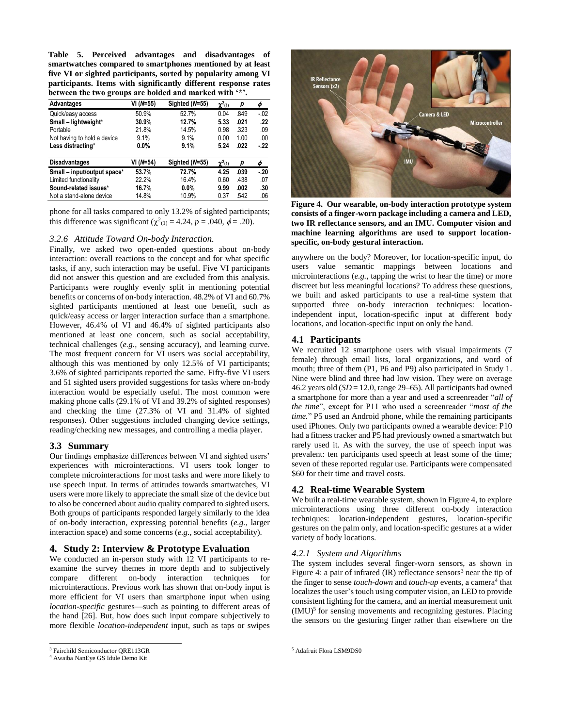**Table 5. Perceived advantages and disadvantages of smartwatches compared to smartphones mentioned by at least five VI or sighted participants, sorted by popularity among VI participants. Items with significantly different response rates between the two groups are bolded and marked with '\*'.**

| Advantages | VI (*N*=55) | Sighted (*N*=55) | $\chi^2_{(1)}$ | *p* | $\phi$ |
|---|---|---|---|---|---|
| Quick/easy access | 50.9% | 52.7% | 0.04 | .849 | -.02 |
| **Small – lightweight\*** | **30.9%** | **12.7%** | **5.33** | **.021** | **.22** |
| Portable | 21.8% | 14.5% | 0.98 | .323 | .09 |
| Not having to hold a device | 9.1% | 9.1% | 0.00 | 1.00 | .00 |
| **Less distracting\*** | **0.0%** | **9.1%** | **5.24** | **.022** | **-.22** |
| **Disadvantages** | **VI (*N*=54)** | **Sighted (*N*=55)** | $\chi^2_{(1)}$ | *p* | $\phi$ |
| **Small – input/output space\*** | **53.7%** | **72.7%** | **4.25** | **.039** | **-.20** |
| Limited functionality | 22.2% | 16.4% | 0.60 | .438 | .07 |
| **Sound-related issues\*** | **16.7%** | **0.0%** | **9.99** | **.002** | **.30** |
| Not a stand-alone device | 14.8% | 10.9% | 0.37 | .542 | .06 |

phone for all tasks compared to only 13.2% of sighted participants; this difference was significant ($\chi^2_{(1)} = 4.24$, $p = .040$, $\phi = .20$).

### 3.2.6 Attitude Toward On-body Interaction.

Finally, we asked two open-ended questions about on-body interaction: overall reactions to the concept and for what specific tasks, if any, such interaction may be useful. Five VI participants did not answer this question and are excluded from this analysis. Participants were roughly evenly split in mentioning potential benefits or concerns of on-body interaction. 48.2% of VI and 60.7% sighted participants mentioned at least one benefit, such as quick/easy access or larger interaction surface than a smartphone. However, 46.4% of VI and 46.4% of sighted participants also mentioned at least one concern, such as social acceptability, technical challenges (*e.g.*, sensing accuracy), and learning curve. The most frequent concern for VI users was social acceptability, although this was mentioned by only 12.5% of VI participants; 3.6% of sighted participants reported the same. Fifty-five VI users and 51 sighted users provided suggestions for tasks where on-body interaction would be especially useful. The most common were making phone calls (29.1% of VI and 39.2% of sighted responses) and checking the time (27.3% of VI and 31.4% of sighted responses). Other suggestions included changing device settings, reading/checking new messages, and controlling a media player.

## 3.3 Summary

Our findings emphasize differences between VI and sighted users' experiences with microinteractions. VI users took longer to complete microinteractions for most tasks and were more likely to use speech input. In terms of attitudes towards smartwatches, VI users were more likely to appreciate the small size of the device but to also be concerned about audio quality compared to sighted users. Both groups of participants responded largely similarly to the idea of on-body interaction, expressing potential benefits (*e.g.*, larger interaction space) and some concerns (*e.g.*, social acceptability).

# 4. Study 2: Interview & Prototype Evaluation

We conducted an in-person study with 12 VI participants to re-examine the survey themes in more depth and to subjectively compare different on-body interaction techniques for microinteractions. Previous work has shown that on-body input is more efficient for VI users than smartphone input when using *location-specific* gestures—such as pointing to different areas of the hand [26]. But, how does such input compare subjectively to more flexible *location-independent* input, such as taps or swipes anywhere on the body? Moreover, for location-specific input, do users value semantic mappings between locations and microinteractions (*e.g.*, tapping the wrist to hear the time) or more discreet but less meaningful locations? To address these questions, we built and asked participants to use a real-time system that supported three on-body interaction techniques: location-independent input, location-specific input at different body locations, and location-specific input on only the hand.

**Figure 4. Our wearable, on-body interaction prototype system consists of a finger-worn package including a camera and LED, two IR reflectance sensors, and an IMU. Computer vision and machine learning algorithms are used to support location-specific, on-body gestural interaction.**

## 4.1 Participants

We recruited 12 smartphone users with visual impairments (7 female) through email lists, local organizations, and word of mouth; three of them (P1, P6 and P9) also participated in Study 1. Nine were blind and three had low vision. They were on average 46.2 years old (*SD* = 12.0, range 29–65). All participants had owned a smartphone for more than a year and used a screenreader "*all of the time*", except for P11 who used a screenreader "*most of the time.*" P5 used an Android phone, while the remaining participants used iPhones. Only two participants owned a wearable device: P10 had a fitness tracker and P5 had previously owned a smartwatch but rarely used it. As with the survey, the use of speech input was prevalent: ten participants used speech at least some of the time; seven of these reported regular use. Participants were compensated $60 for their time and travel costs.

## 4.2 Real-time Wearable System

We built a real-time wearable system, shown in Figure 4, to explore microinteractions using three different on-body interaction techniques: location-independent gestures, location-specific gestures on the palm only, and location-specific gestures at a wider variety of body locations.

### 4.2.1 System and Algorithms

The system includes several finger-worn sensors, as shown in Figure 4: a pair of infrared (IR) reflectance sensors[3] near the tip of the finger to sense *touch-down* and *touch-up* events, a camera[4] that localizes the user's touch using computer vision, an LED to provide consistent lighting for the camera, and an inertial measurement unit (IMU)[5] for sensing movements and recognizing gestures. Placing the sensors on the gesturing finger rather than elsewhere on the

[3] Fairchild Semiconductor QRE113GR

[4] Awaiba NanEye GS Idule Demo Kit

[5] Adafruit Flora LSM9DS0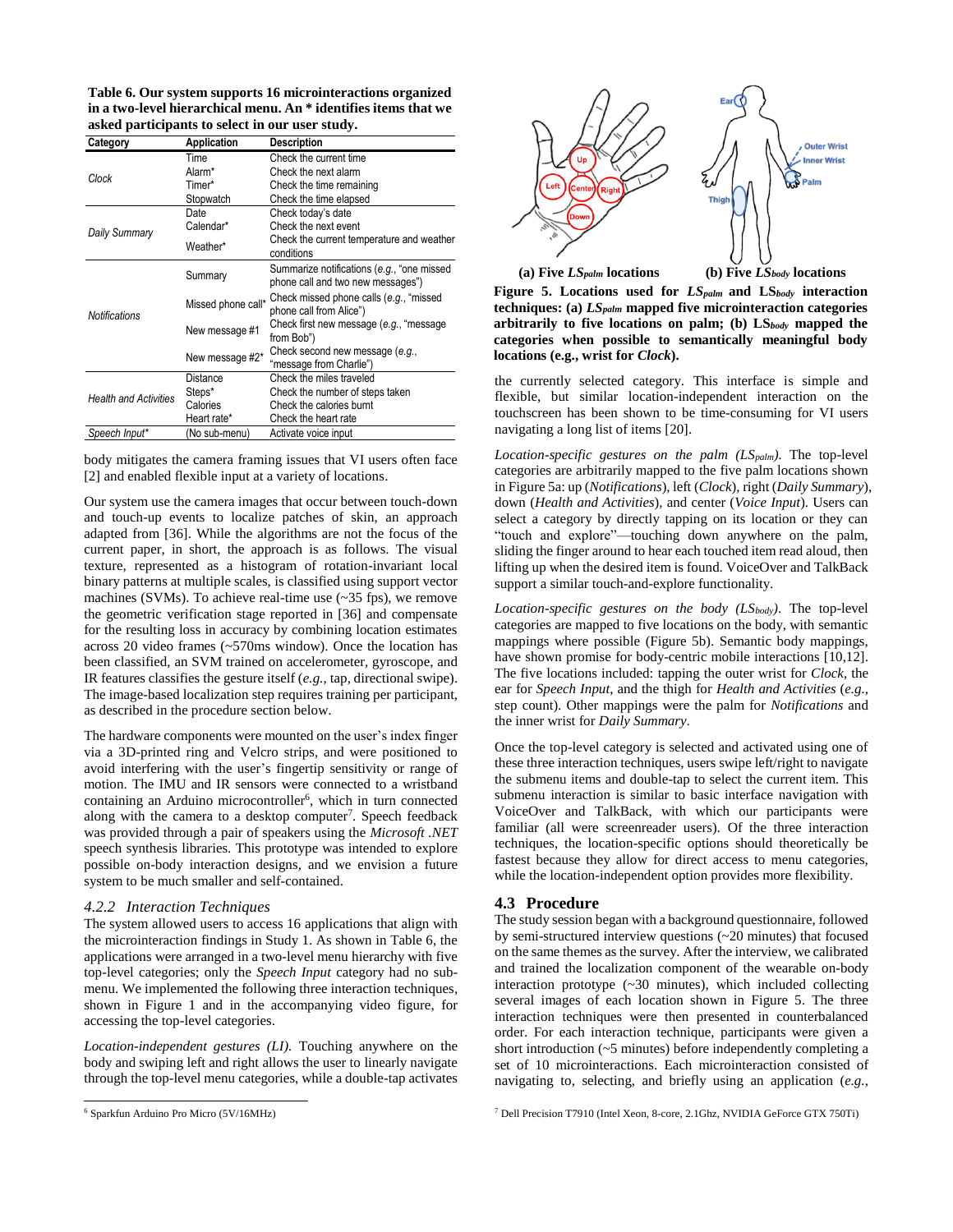**Table 6. Our system supports 16 microinteractions organized in a two-level hierarchical menu. An * identifies items that we asked participants to select in our user study.**

| Category | Application | Description |
|---|---|---|
| *Clock* | Time | Check the current time |
| | Alarm* | Check the next alarm |
| | Timer* | Check the time remaining |
| | Stopwatch | Check the time elapsed |
| *Daily Summary* | Date | Check today's date |
| | Calendar* | Check the next event |
| | Weather* | Check the current temperature and weather conditions |
| *Notifications* | Summary | Summarize notifications (*e.g.*, "one missed phone call and two new messages") |
| | Missed phone call* | Check missed phone calls (*e.g.*, "missed phone call from Alice") |
| | New message #1 | Check first new message (*e.g.*, "message from Bob") |
| | New message #2* | Check second new message (*e.g.*, "message from Charlie") |
| *Health and Activities* | Distance | Check the miles traveled |
| | Steps* | Check the number of steps taken |
| | Calories | Check the calories burnt |
| | Heart rate* | Check the heart rate |
| *Speech Input** | (No sub-menu) | Activate voice input |

body mitigates the camera framing issues that VI users often face [2] and enabled flexible input at a variety of locations.

Our system use the camera images that occur between touch-down and touch-up events to localize patches of skin, an approach adapted from [36]. While the algorithms are not the focus of the current paper, in short, the approach is as follows. The visual texture, represented as a histogram of rotation-invariant local binary patterns at multiple scales, is classified using support vector machines (SVMs). To achieve real-time use (~35 fps), we remove the geometric verification stage reported in [36] and compensate for the resulting loss in accuracy by combining location estimates across 20 video frames (~570ms window). Once the location has been classified, an SVM trained on accelerometer, gyroscope, and IR features classifies the gesture itself (*e.g.*, tap, directional swipe). The image-based localization step requires training per participant, as described in the procedure section below.

The hardware components were mounted on the user's index finger via a 3D-printed ring and Velcro strips, and were positioned to avoid interfering with the user's fingertip sensitivity or range of motion. The IMU and IR sensors were connected to a wristband containing an Arduino microcontroller[6], which in turn connected along with the camera to a desktop computer[7]. Speech feedback was provided through a pair of speakers using the *Microsoft .NET* speech synthesis libraries. This prototype was intended to explore possible on-body interaction designs, and we envision a future system to be much smaller and self-contained.

### 4.2.2 Interaction Techniques

The system allowed users to access 16 applications that align with the microinteraction findings in Study 1. As shown in Table 6, the applications were arranged in a two-level menu hierarchy with five top-level categories; only the *Speech Input* category had no sub-menu. We implemented the following three interaction techniques, shown in Figure 1 and in the accompanying video figure, for accessing the top-level categories.

*Location-independent gestures (LI).* Touching anywhere on the body and swiping left and right allows the user to linearly navigate through the top-level menu categories, while a double-tap activates the currently selected category. This interface is simple and flexible, but similar location-independent interaction on the touchscreen has been shown to be time-consuming for VI users navigating a long list of items [20].

(a) Five $LS_{palm}$ locations (b) Five $LS_{body}$ locations

**Figure 5. Locations used for $LS_{palm}$ and $LS_{body}$ interaction techniques: (a) $LS_{palm}$ mapped five microinteraction categories arbitrarily to five locations on palm; (b) $LS_{body}$ mapped the categories when possible to semantically meaningful body locations (e.g., wrist for *Clock*).**

*Location-specific gestures on the palm ($LS_{palm}$).* The top-level categories are arbitrarily mapped to the five palm locations shown in Figure 5a: up (*Notifications*), left (*Clock*), right (*Daily Summary*), down (*Health and Activities*), and center (*Voice Input*). Users can select a category by directly tapping on its location or they can "touch and explore"—touching down anywhere on the palm, sliding the finger around to hear each touched item read aloud, then lifting up when the desired item is found. VoiceOver and TalkBack support a similar touch-and-explore functionality.

*Location-specific gestures on the body ($LS_{body}$).* The top-level categories are mapped to five locations on the body, with semantic mappings where possible (Figure 5b). Semantic body mappings, have shown promise for body-centric mobile interactions [10,12]. The five locations included: tapping the outer wrist for *Clock*, the ear for *Speech Input*, and the thigh for *Health and Activities* (*e.g.*, step count). Other mappings were the palm for *Notifications* and the inner wrist for *Daily Summary*.

Once the top-level category is selected and activated using one of these three interaction techniques, users swipe left/right to navigate the submenu items and double-tap to select the current item. This submenu interaction is similar to basic interface navigation with VoiceOver and TalkBack, with which our participants were familiar (all were screenreader users). Of the three interaction techniques, the location-specific options should theoretically be fastest because they allow for direct access to menu categories, while the location-independent option provides more flexibility.

## 4.3 Procedure

The study session began with a background questionnaire, followed by semi-structured interview questions (~20 minutes) that focused on the same themes as the survey. After the interview, we calibrated and trained the localization component of the wearable on-body interaction prototype (~30 minutes), which included collecting several images of each location shown in Figure 5. The three interaction techniques were then presented in counterbalanced order. For each interaction technique, participants were given a short introduction (~5 minutes) before independently completing a set of 10 microinteractions. Each microinteraction consisted of navigating to, selecting, and briefly using an application (*e.g.*,

[6] Sparkfun Arduino Pro Micro (5V/16MHz)

[7] Dell Precision T7910 (Intel Xeon, 8-core, 2.1Ghz, NVIDIA GeForce GTX 750Ti)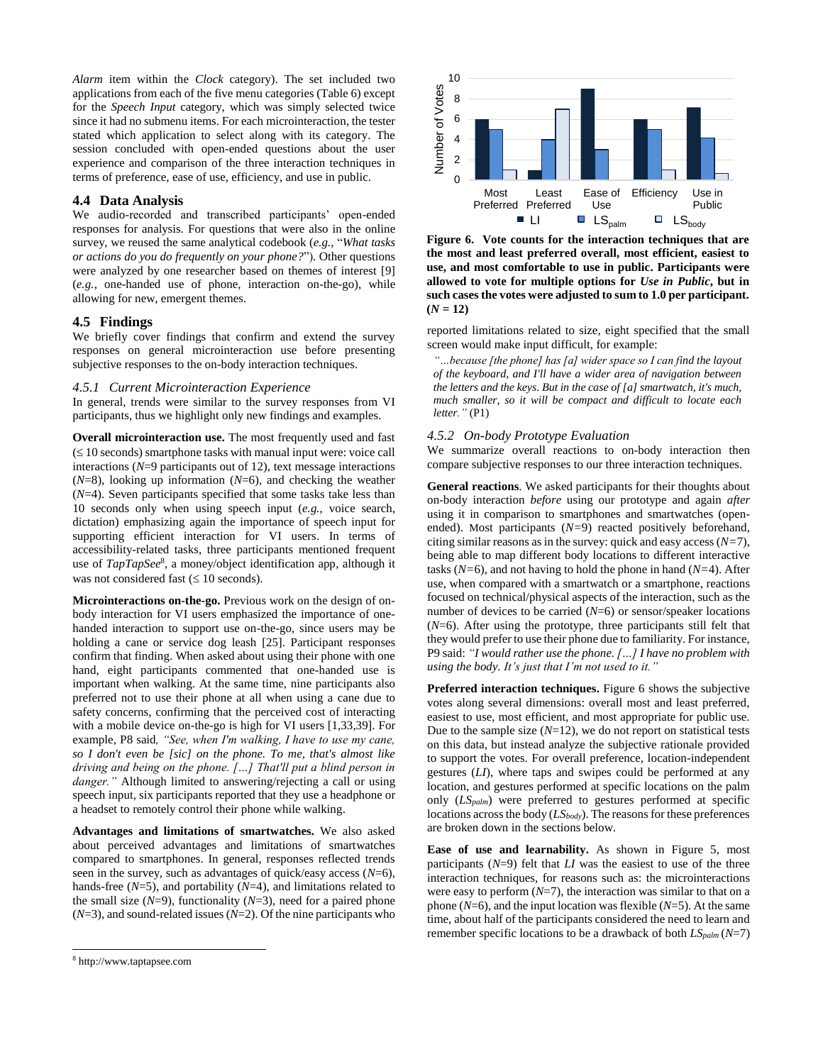*Alarm* item within the *Clock* category). The set included two applications from each of the five menu categories (Table 6) except for the *Speech Input* category, which was simply selected twice since it had no submenu items. For each microinteraction, the tester stated which application to select along with its category. The session concluded with open-ended questions about the user experience and comparison of the three interaction techniques in terms of preference, ease of use, efficiency, and use in public.

### 4.4 Data Analysis

We audio-recorded and transcribed participants' open-ended responses for analysis. For questions that were also in the online survey, we reused the same analytical codebook (*e.g.*, "*What tasks or actions do you do frequently on your phone?*"). Other questions were analyzed by one researcher based on themes of interest [9] (*e.g.*, one-handed use of phone, interaction on-the-go), while allowing for new, emergent themes.

### 4.5 Findings

We briefly cover findings that confirm and extend the survey responses on general microinteraction use before presenting subjective responses to the on-body interaction techniques.

#### *4.5.1 Current Microinteraction Experience*

In general, trends were similar to the survey responses from VI participants, thus we highlight only new findings and examples.

**Overall microinteraction use.** The most frequently used and fast (≤ 10 seconds) smartphone tasks with manual input were: voice call interactions (*N*=9 participants out of 12), text message interactions (*N*=8), looking up information (*N*=6), and checking the weather (*N*=4). Seven participants specified that some tasks take less than 10 seconds only when using speech input (*e.g.,* voice search, dictation) emphasizing again the importance of speech input for supporting efficient interaction for VI users. In terms of accessibility-related tasks, three participants mentioned frequent use of *TapTapSee*[8], a money/object identification app, although it was not considered fast (≤ 10 seconds).

**Microinteractions on-the-go.** Previous work on the design of on-body interaction for VI users emphasized the importance of one-handed interaction to support use on-the-go, since users may be holding a cane or service dog leash [25]. Participant responses confirm that finding. When asked about using their phone with one hand, eight participants commented that one-handed use is important when walking. At the same time, nine participants also preferred not to use their phone at all when using a cane due to safety concerns, confirming that the perceived cost of interacting with a mobile device on-the-go is high for VI users [1,33,39]. For example, P8 said, *"See, when I'm walking, I have to use my cane, so I don't even be [sic] on the phone. To me, that's almost like driving and being on the phone. […] That'll put a blind person in danger."* Although limited to answering/rejecting a call or using speech input, six participants reported that they use a headphone or a headset to remotely control their phone while walking.

**Advantages and limitations of smartwatches.** We also asked about perceived advantages and limitations of smartwatches compared to smartphones. In general, responses reflected trends seen in the survey, such as advantages of quick/easy access (*N*=6), hands-free (*N*=5), and portability (*N*=4), and limitations related to the small size (*N*=9), functionality (*N*=3), need for a paired phone (*N*=3), and sound-related issues (*N*=2). Of the nine participants who reported limitations related to size, eight specified that the small screen would make input difficult, for example:

> *"…because [the phone] has [a] wider space so I can find the layout of the keyboard, and I'll have a wider area of navigation between the letters and the keys. But in the case of [a] smartwatch, it's much, much smaller, so it will be compact and difficult to locate each letter."* (P1)

**Figure 6. Vote counts for the interaction techniques that are the most and least preferred overall, most efficient, easiest to use, and most comfortable to use in public. Participants were allowed to vote for multiple options for *Use in Public*, but in such cases the votes were adjusted to sum to 1.0 per participant. (*N* = 12)**

#### *4.5.2 On-body Prototype Evaluation*

We summarize overall reactions to on-body interaction then compare subjective responses to our three interaction techniques.

**General reactions***.* We asked participants for their thoughts about on-body interaction *before* using our prototype and again *after* using it in comparison to smartphones and smartwatches (open-ended). Most participants (*N=*9) reacted positively beforehand, citing similar reasons as in the survey: quick and easy access (*N=*7), being able to map different body locations to different interactive tasks (*N=*6), and not having to hold the phone in hand (*N=*4). After use, when compared with a smartwatch or a smartphone, reactions focused on technical/physical aspects of the interaction, such as the number of devices to be carried (*N*=6) or sensor/speaker locations (*N*=6). After using the prototype, three participants still felt that they would prefer to use their phone due to familiarity. For instance, P9 said: *"I would rather use the phone. […] I have no problem with using the body. It's just that I'm not used to it."*

**Preferred interaction techniques.** Figure 6 shows the subjective votes along several dimensions: overall most and least preferred, easiest to use, most efficient, and most appropriate for public use. Due to the sample size (*N*=12), we do not report on statistical tests on this data, but instead analyze the subjective rationale provided to support the votes. For overall preference, location-independent gestures (*LI*), where taps and swipes could be performed at any location, and gestures performed at specific locations on the palm only ($LS_{palm}$) were preferred to gestures performed at specific locations across the body ($LS_{body}$). The reasons for these preferences are broken down in the sections below.

**Ease of use and learnability.** As shown in Figure 5, most participants (*N*=9) felt that *LI* was the easiest to use of the three interaction techniques, for reasons such as: the microinteractions were easy to perform (*N*=7), the interaction was similar to that on a phone (*N*=6), and the input location was flexible (*N*=5). At the same time, about half of the participants considered the need to learn and remember specific locations to be a drawback of both $LS_{palm}$ (*N*=7)

[8] http://www.taptapsee.com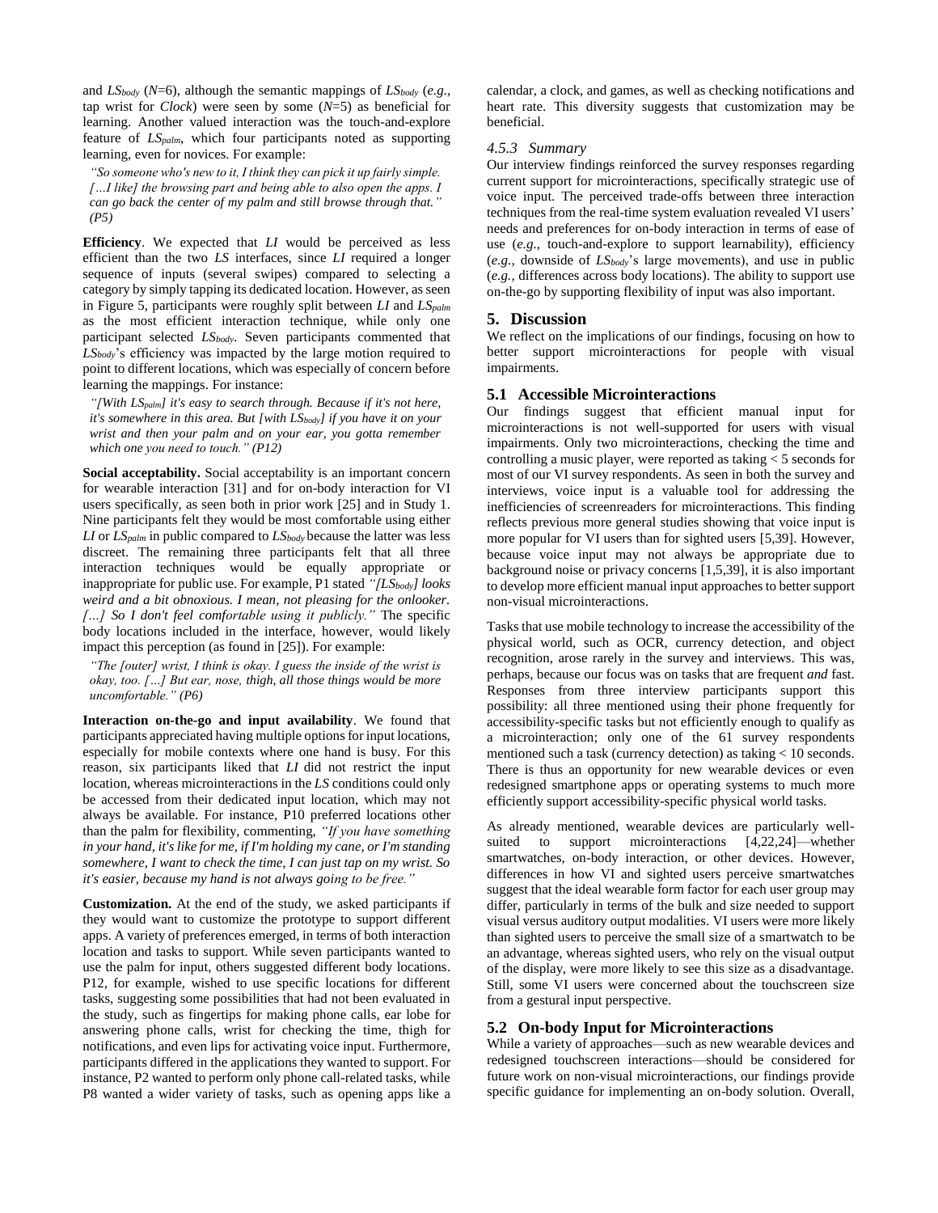and $LS_{body}$ ($N$=6), although the semantic mappings of $LS_{body}$ (*e.g.*, tap wrist for *Clock*) were seen by some ($N$=5) as beneficial for learning. Another valued interaction was the touch-and-explore feature of $LS_{palm}$, which four participants noted as supporting learning, even for novices. For example:

> *"So someone who's new to it, I think they can pick it up fairly simple. […I like] the browsing part and being able to also open the apps. I can go back the center of my palm and still browse through that." (P5)*

**Efficiency**. We expected that *LI* would be perceived as less efficient than the two *LS* interfaces, since *LI* required a longer sequence of inputs (several swipes) compared to selecting a category by simply tapping its dedicated location. However, as seen in Figure 5, participants were roughly split between *LI* and $LS_{palm}$ as the most efficient interaction technique, while only one participant selected $LS_{body}$. Seven participants commented that $LS_{body}$'s efficiency was impacted by the large motion required to point to different locations, which was especially of concern before learning the mappings. For instance:

> *"[With $LS_{palm}$] it's easy to search through. Because if it's not here, it's somewhere in this area. But [with $LS_{body}$] if you have it on your wrist and then your palm and on your ear, you gotta remember which one you need to touch." (P12)*

**Social acceptability.** Social acceptability is an important concern for wearable interaction [31] and for on-body interaction for VI users specifically, as seen both in prior work [25] and in Study 1. Nine participants felt they would be most comfortable using either *LI* or $LS_{palm}$ in public compared to $LS_{body}$ because the latter was less discreet. The remaining three participants felt that all three interaction techniques would be equally appropriate or inappropriate for public use. For example, P1 stated *"[$LS_{body}$] looks weird and a bit obnoxious. I mean, not pleasing for the onlooker. […] So I don't feel comfortable using it publicly."* The specific body locations included in the interface, however, would likely impact this perception (as found in [25]). For example:

> *"The [outer] wrist, I think is okay. I guess the inside of the wrist is okay, too. […] But ear, nose, thigh, all those things would be more uncomfortable." (P6)*

**Interaction on-the-go and input availability**. We found that participants appreciated having multiple options for input locations, especially for mobile contexts where one hand is busy. For this reason, six participants liked that *LI* did not restrict the input location, whereas microinteractions in the *LS* conditions could only be accessed from their dedicated input location, which may not always be available. For instance, P10 preferred locations other than the palm for flexibility, commenting, *"If you have something in your hand, it's like for me, if I'm holding my cane, or I'm standing somewhere, I want to check the time, I can just tap on my wrist. So it's easier, because my hand is not always going to be free."*

**Customization.** At the end of the study, we asked participants if they would want to customize the prototype to support different apps. A variety of preferences emerged, in terms of both interaction location and tasks to support. While seven participants wanted to use the palm for input, others suggested different body locations. P12, for example, wished to use specific locations for different tasks, suggesting some possibilities that had not been evaluated in the study, such as fingertips for making phone calls, ear lobe for answering phone calls, wrist for checking the time, thigh for notifications, and even lips for activating voice input. Furthermore, participants differed in the applications they wanted to support. For instance, P2 wanted to perform only phone call-related tasks, while P8 wanted a wider variety of tasks, such as opening apps like a calendar, a clock, and games, as well as checking notifications and heart rate. This diversity suggests that customization may be beneficial.

#### 4.5.3 Summary

Our interview findings reinforced the survey responses regarding current support for microinteractions, specifically strategic use of voice input. The perceived trade-offs between three interaction techniques from the real-time system evaluation revealed VI users' needs and preferences for on-body interaction in terms of ease of use (*e.g.,* touch-and-explore to support learnability), efficiency (*e.g.,* downside of $LS_{body}$'s large movements), and use in public (*e.g.,* differences across body locations). The ability to support use on-the-go by supporting flexibility of input was also important.

## 5. Discussion

We reflect on the implications of our findings, focusing on how to better support microinteractions for people with visual impairments.

### 5.1 Accessible Microinteractions

Our findings suggest that efficient manual input for microinteractions is not well-supported for users with visual impairments. Only two microinteractions, checking the time and controlling a music player, were reported as taking < 5 seconds for most of our VI survey respondents. As seen in both the survey and interviews, voice input is a valuable tool for addressing the inefficiencies of screenreaders for microinteractions. This finding reflects previous more general studies showing that voice input is more popular for VI users than for sighted users [5,39]. However, because voice input may not always be appropriate due to background noise or privacy concerns [1,5,39], it is also important to develop more efficient manual input approaches to better support non-visual microinteractions.

Tasks that use mobile technology to increase the accessibility of the physical world, such as OCR, currency detection, and object recognition, arose rarely in the survey and interviews. This was, perhaps, because our focus was on tasks that are frequent *and* fast. Responses from three interview participants support this possibility: all three mentioned using their phone frequently for accessibility-specific tasks but not efficiently enough to qualify as a microinteraction; only one of the 61 survey respondents mentioned such a task (currency detection) as taking < 10 seconds. There is thus an opportunity for new wearable devices or even redesigned smartphone apps or operating systems to much more efficiently support accessibility-specific physical world tasks.

As already mentioned, wearable devices are particularly well-suited to support microinteractions [4,22,24]—whether smartwatches, on-body interaction, or other devices. However, differences in how VI and sighted users perceive smartwatches suggest that the ideal wearable form factor for each user group may differ, particularly in terms of the bulk and size needed to support visual versus auditory output modalities. VI users were more likely than sighted users to perceive the small size of a smartwatch to be an advantage, whereas sighted users, who rely on the visual output of the display, were more likely to see this size as a disadvantage. Still, some VI users were concerned about the touchscreen size from a gestural input perspective.

### 5.2 On-body Input for Microinteractions

While a variety of approaches—such as new wearable devices and redesigned touchscreen interactions—should be considered for future work on non-visual microinteractions, our findings provide specific guidance for implementing an on-body solution. Overall,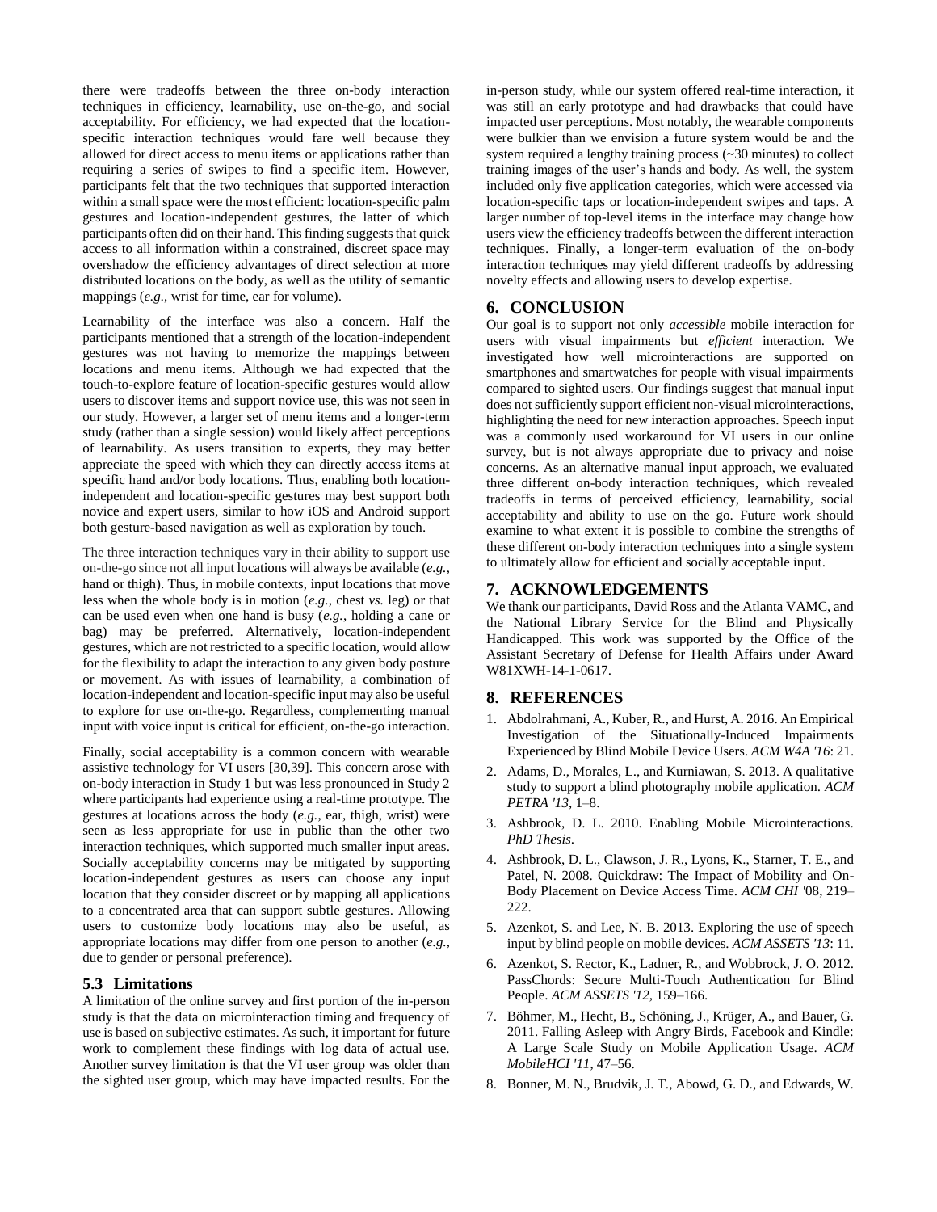there were tradeoffs between the three on-body interaction techniques in efficiency, learnability, use on-the-go, and social acceptability. For efficiency, we had expected that the location-specific interaction techniques would fare well because they allowed for direct access to menu items or applications rather than requiring a series of swipes to find a specific item. However, participants felt that the two techniques that supported interaction within a small space were the most efficient: location-specific palm gestures and location-independent gestures, the latter of which participants often did on their hand. This finding suggests that quick access to all information within a constrained, discreet space may overshadow the efficiency advantages of direct selection at more distributed locations on the body, as well as the utility of semantic mappings (*e.g.*, wrist for time, ear for volume).

Learnability of the interface was also a concern. Half the participants mentioned that a strength of the location-independent gestures was not having to memorize the mappings between locations and menu items. Although we had expected that the touch-to-explore feature of location-specific gestures would allow users to discover items and support novice use, this was not seen in our study. However, a larger set of menu items and a longer-term study (rather than a single session) would likely affect perceptions of learnability. As users transition to experts, they may better appreciate the speed with which they can directly access items at specific hand and/or body locations. Thus, enabling both location-independent and location-specific gestures may best support both novice and expert users, similar to how iOS and Android support both gesture-based navigation as well as exploration by touch.

The three interaction techniques vary in their ability to support use on-the-go since not all input locations will always be available (*e.g.*, hand or thigh). Thus, in mobile contexts, input locations that move less when the whole body is in motion (*e.g.*, chest *vs.* leg) or that can be used even when one hand is busy (*e.g.*, holding a cane or bag) may be preferred. Alternatively, location-independent gestures, which are not restricted to a specific location, would allow for the flexibility to adapt the interaction to any given body posture or movement. As with issues of learnability, a combination of location-independent and location-specific input may also be useful to explore for use on-the-go. Regardless, complementing manual input with voice input is critical for efficient, on-the-go interaction.

Finally, social acceptability is a common concern with wearable assistive technology for VI users [30,39]. This concern arose with on-body interaction in Study 1 but was less pronounced in Study 2 where participants had experience using a real-time prototype. The gestures at locations across the body (*e.g.*, ear, thigh, wrist) were seen as less appropriate for use in public than the other two interaction techniques, which supported much smaller input areas. Socially acceptability concerns may be mitigated by supporting location-independent gestures as users can choose any input location that they consider discreet or by mapping all applications to a concentrated area that can support subtle gestures. Allowing users to customize body locations may also be useful, as appropriate locations may differ from one person to another (*e.g.*, due to gender or personal preference).

### 5.3 Limitations

A limitation of the online survey and first portion of the in-person study is that the data on microinteraction timing and frequency of use is based on subjective estimates. As such, it important for future work to complement these findings with log data of actual use. Another survey limitation is that the VI user group was older than the sighted user group, which may have impacted results. For the in-person study, while our system offered real-time interaction, it was still an early prototype and had drawbacks that could have impacted user perceptions. Most notably, the wearable components were bulkier than we envision a future system would be and the system required a lengthy training process (~30 minutes) to collect training images of the user's hands and body. As well, the system included only five application categories, which were accessed via location-specific taps or location-independent swipes and taps. A larger number of top-level items in the interface may change how users view the efficiency tradeoffs between the different interaction techniques. Finally, a longer-term evaluation of the on-body interaction techniques may yield different tradeoffs by addressing novelty effects and allowing users to develop expertise.

## 6. CONCLUSION

Our goal is to support not only *accessible* mobile interaction for users with visual impairments but *efficient* interaction. We investigated how well microinteractions are supported on smartphones and smartwatches for people with visual impairments compared to sighted users. Our findings suggest that manual input does not sufficiently support efficient non-visual microinteractions, highlighting the need for new interaction approaches. Speech input was a commonly used workaround for VI users in our online survey, but is not always appropriate due to privacy and noise concerns. As an alternative manual input approach, we evaluated three different on-body interaction techniques, which revealed tradeoffs in terms of perceived efficiency, learnability, social acceptability and ability to use on the go. Future work should examine to what extent it is possible to combine the strengths of these different on-body interaction techniques into a single system to ultimately allow for efficient and socially acceptable input.

## 7. ACKNOWLEDGEMENTS

We thank our participants, David Ross and the Atlanta VAMC, and the National Library Service for the Blind and Physically Handicapped. This work was supported by the Office of the Assistant Secretary of Defense for Health Affairs under Award W81XWH-14-1-0617.

## 8. REFERENCES

1. Abdolrahmani, A., Kuber, R., and Hurst, A. 2016. An Empirical Investigation of the Situationally-Induced Impairments Experienced by Blind Mobile Device Users. *ACM W4A '16*: 21.
2. Adams, D., Morales, L., and Kurniawan, S. 2013. A qualitative study to support a blind photography mobile application. *ACM PETRA '13*, 1–8.
3. Ashbrook, D. L. 2010. Enabling Mobile Microinteractions. *PhD Thesis*.
4. Ashbrook, D. L., Clawson, J. R., Lyons, K., Starner, T. E., and Patel, N. 2008. Quickdraw: The Impact of Mobility and On-Body Placement on Device Access Time. *ACM CHI '08*, 219–222.
5. Azenkot, S. and Lee, N. B. 2013. Exploring the use of speech input by blind people on mobile devices. *ACM ASSETS '13*: 11.
6. Azenkot, S. Rector, K., Ladner, R., and Wobbrock, J. O. 2012. PassChords: Secure Multi-Touch Authentication for Blind People. *ACM ASSETS '12*, 159–166.
7. Böhmer, M., Hecht, B., Schöning, J., Krüger, A., and Bauer, G. 2011. Falling Asleep with Angry Birds, Facebook and Kindle: A Large Scale Study on Mobile Application Usage. *ACM MobileHCI '11*, 47–56.
8. Bonner, M. N., Brudvik, J. T., Abowd, G. D., and Edwards, W.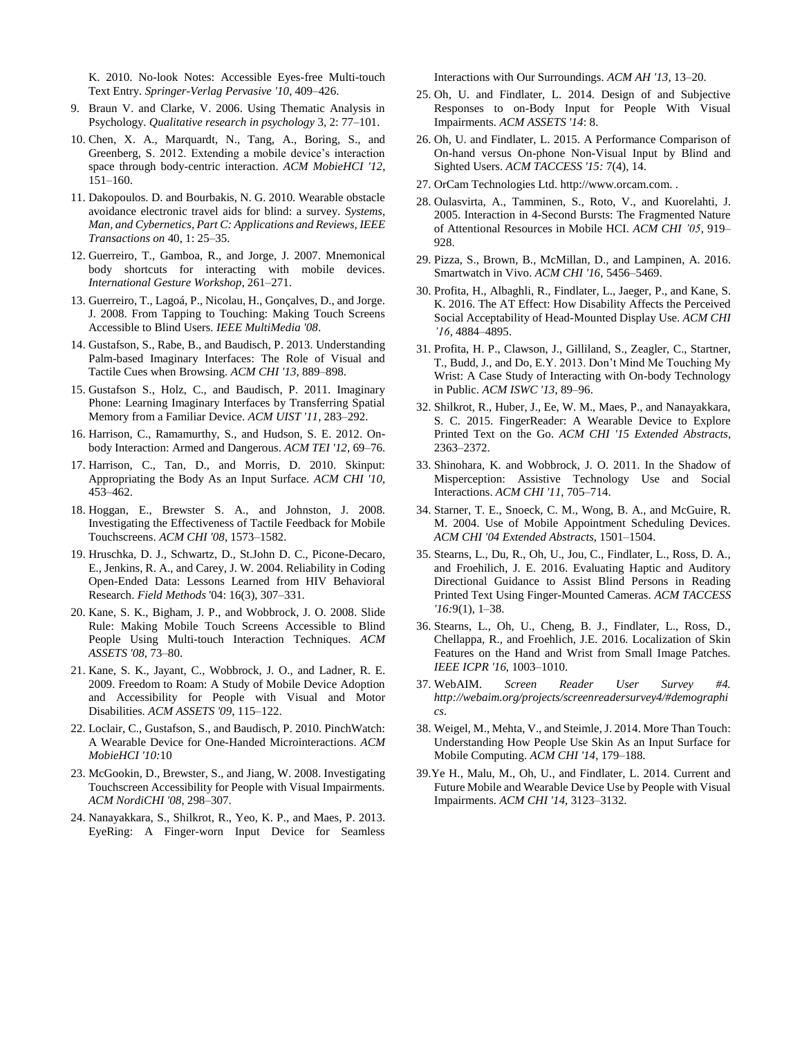K. 2010. No-look Notes: Accessible Eyes-free Multi-touch Text Entry. *Springer-Verlag Pervasive '10*, 409–426.

9. Braun V. and Clarke, V. 2006. Using Thematic Analysis in Psychology. *Qualitative research in psychology* 3, 2: 77–101.
10. Chen, X. A., Marquardt, N., Tang, A., Boring, S., and Greenberg, S. 2012. Extending a mobile device's interaction space through body-centric interaction. *ACM MobieHCI '12*, 151–160.
11. Dakopoulos. D. and Bourbakis, N. G. 2010. Wearable obstacle avoidance electronic travel aids for blind: a survey. *Systems, Man, and Cybernetics, Part C: Applications and Reviews, IEEE Transactions on* 40, 1: 25–35.
12. Guerreiro, T., Gamboa, R., and Jorge, J. 2007. Mnemonical body shortcuts for interacting with mobile devices. *International Gesture Workshop*, 261–271.
13. Guerreiro, T., Lagoá, P., Nicolau, H., Gonçalves, D., and Jorge. J. 2008. From Tapping to Touching: Making Touch Screens Accessible to Blind Users. *IEEE MultiMedia '08*.
14. Gustafson, S., Rabe, B., and Baudisch, P. 2013. Understanding Palm-based Imaginary Interfaces: The Role of Visual and Tactile Cues when Browsing. *ACM CHI '13*, 889–898.
15. Gustafson S., Holz, C., and Baudisch, P. 2011. Imaginary Phone: Learning Imaginary Interfaces by Transferring Spatial Memory from a Familiar Device. *ACM UIST '11*, 283–292.
16. Harrison, C., Ramamurthy, S., and Hudson, S. E. 2012. On-body Interaction: Armed and Dangerous. *ACM TEI '12*, 69–76.
17. Harrison, C., Tan, D., and Morris, D. 2010. Skinput: Appropriating the Body As an Input Surface. *ACM CHI '10*, 453–462.
18. Hoggan, E., Brewster S. A., and Johnston, J. 2008. Investigating the Effectiveness of Tactile Feedback for Mobile Touchscreens. *ACM CHI '08*, 1573–1582.
19. Hruschka, D. J., Schwartz, D., St.John D. C., Picone-Decaro, E., Jenkins, R. A., and Carey, J. W. 2004. Reliability in Coding Open-Ended Data: Lessons Learned from HIV Behavioral Research. *Field Methods* '04: 16(3), 307–331.
20. Kane, S. K., Bigham, J. P., and Wobbrock, J. O. 2008. Slide Rule: Making Mobile Touch Screens Accessible to Blind People Using Multi-touch Interaction Techniques. *ACM ASSETS '08*, 73–80.
21. Kane, S. K., Jayant, C., Wobbrock, J. O., and Ladner, R. E. 2009. Freedom to Roam: A Study of Mobile Device Adoption and Accessibility for People with Visual and Motor Disabilities. *ACM ASSETS '09*, 115–122.
22. Loclair, C., Gustafson, S., and Baudisch, P. 2010. PinchWatch: A Wearable Device for One-Handed Microinteractions. *ACM MobieHCI '10*:10
23. McGookin, D., Brewster, S., and Jiang, W. 2008. Investigating Touchscreen Accessibility for People with Visual Impairments. *ACM NordiCHI '08*, 298–307.
24. Nanayakkara, S., Shilkrot, R., Yeo, K. P., and Maes, P. 2013. EyeRing: A Finger-worn Input Device for Seamless Interactions with Our Surroundings. *ACM AH '13*, 13–20.
25. Oh, U. and Findlater, L. 2014. Design of and Subjective Responses to on-Body Input for People With Visual Impairments. *ACM ASSETS '14*: 8.
26. Oh, U. and Findlater, L. 2015. A Performance Comparison of On-hand versus On-phone Non-Visual Input by Blind and Sighted Users. *ACM TACCESS '15:* 7(4), 14.
27. OrCam Technologies Ltd. http://www.orcam.com. .
28. Oulasvirta, A., Tamminen, S., Roto, V., and Kuorelahti, J. 2005. Interaction in 4-Second Bursts: The Fragmented Nature of Attentional Resources in Mobile HCI. *ACM CHI '05*, 919–928.
29. Pizza, S., Brown, B., McMillan, D., and Lampinen, A. 2016. Smartwatch in Vivo. *ACM CHI '16*, 5456–5469.
30. Profita, H., Albaghli, R., Findlater, L., Jaeger, P., and Kane, S. K. 2016. The AT Effect: How Disability Affects the Perceived Social Acceptability of Head-Mounted Display Use. *ACM CHI '16*, 4884–4895.
31. Profita, H. P., Clawson, J., Gilliland, S., Zeagler, C., Startner, T., Budd, J., and Do, E.Y. 2013. Don't Mind Me Touching My Wrist: A Case Study of Interacting with On-body Technology in Public. *ACM ISWC '13*, 89–96.
32. Shilkrot, R., Huber, J., Ee, W. M., Maes, P., and Nanayakkara, S. C. 2015. FingerReader: A Wearable Device to Explore Printed Text on the Go. *ACM CHI '15 Extended Abstracts*, 2363–2372.
33. Shinohara, K. and Wobbrock, J. O. 2011. In the Shadow of Misperception: Assistive Technology Use and Social Interactions. *ACM CHI '11*, 705–714.
34. Starner, T. E., Snoeck, C. M., Wong, B. A., and McGuire, R. M. 2004. Use of Mobile Appointment Scheduling Devices. *ACM CHI '04 Extended Abstracts*, 1501–1504.
35. Stearns, L., Du, R., Oh, U., Jou, C., Findlater, L., Ross, D. A., and Froehilich, J. E. 2016. Evaluating Haptic and Auditory Directional Guidance to Assist Blind Persons in Reading Printed Text Using Finger-Mounted Cameras. *ACM TACCESS '16*:9(1), 1–38.
36. Stearns, L., Oh, U., Cheng, B. J., Findlater, L., Ross, D., Chellappa, R., and Froehlich, J.E. 2016. Localization of Skin Features on the Hand and Wrist from Small Image Patches. *IEEE ICPR '16*, 1003–1010.
37. WebAIM. *Screen Reader User Survey #4. http://webaim.org/projects/screenreadersurvey4/#demographics*.
38. Weigel, M., Mehta, V., and Steimle, J. 2014. More Than Touch: Understanding How People Use Skin As an Input Surface for Mobile Computing. *ACM CHI '14*, 179–188.
39. Ye H., Malu, M., Oh, U., and Findlater, L. 2014. Current and Future Mobile and Wearable Device Use by People with Visual Impairments. *ACM CHI '14*, 3123–3132.